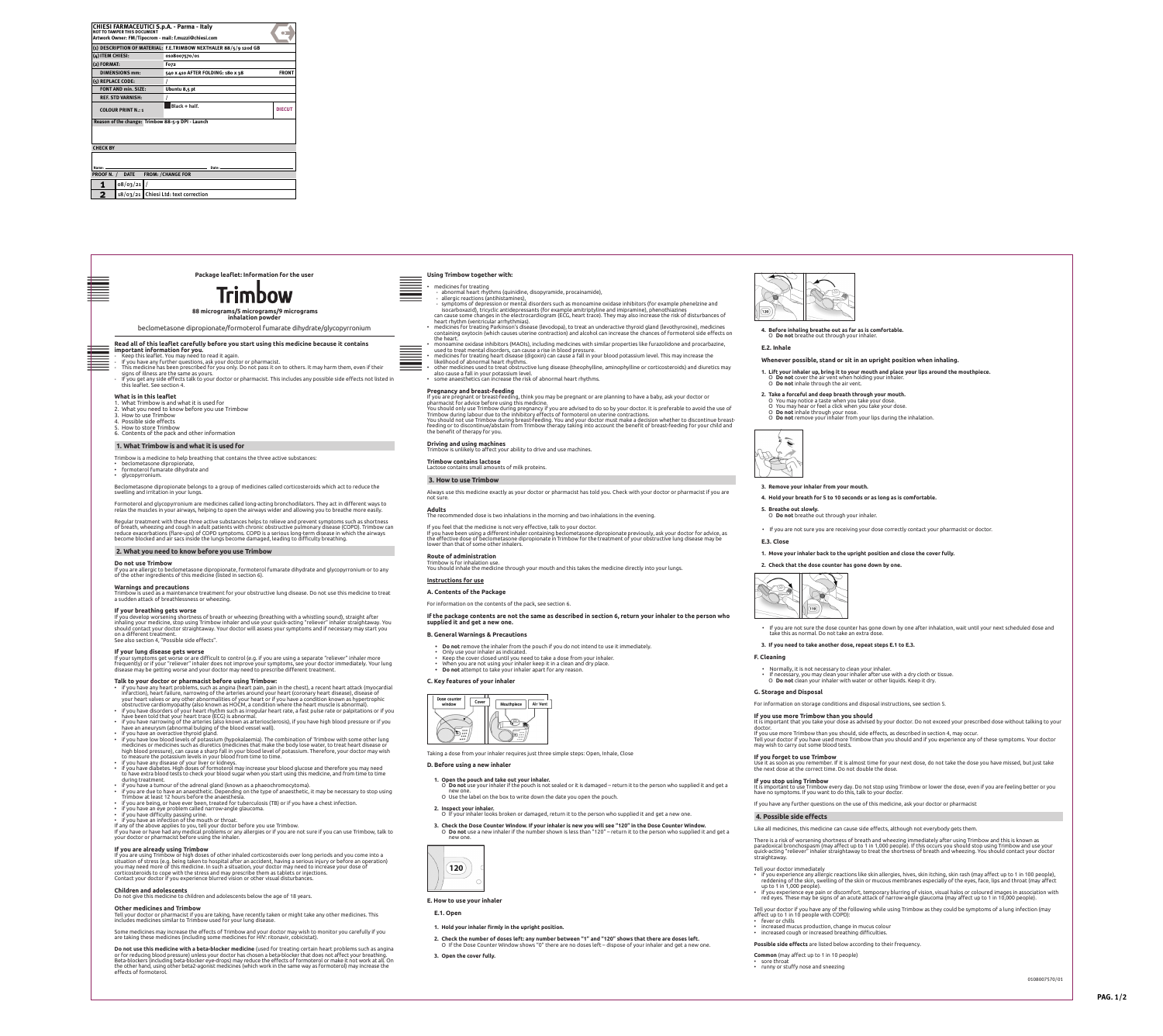| CHIESI FARMACEUTICI S.p.A. - Parma - Italy | | |
|---|---|---|
| NOT TO TAMPER THIS DOCUMENT | | |
| Artwork Owner: FM/Tipocrom - mail: f.muzzi@chiesi.com | | |
| (1) DESCRIPTION OF MATERIAL: | F.E.TRIMBOW NEXTHALER 88/5/9 120d GB | |
| (4) ITEM CHIESI: | 010800757o/01 | |
| (2) FORMAT: | F072 | |
| DIMENSIONS mm: | 540 x 410 AFTER FOLDING: 180 x 38 | FRONT |
| (5) REPLACE CODE: | / | |
| FONT AND min. SIZE: | Ubuntu 8,5 pt | |
| REF. STD VARNISH: | / | |
| COLOUR PRINT N.: 1 | Black + half. | DIECUT |

Reason of the change: Trimbow 88-5-9 DPI - Launch

CHECK BY

Name: Date:

| PROOF N. / | DATE | FROM: / CHANGE FOR |
|---|---|---|
| 1 | 08/03/21 | / |
| 2 | 18/03/21 | Chiesi Ltd: text correction |

**Package leaflet: Information for the user**

# Trimbow

**88 micrograms/5 micrograms/9 micrograms inhalation powder**

beclometasone dipropionate/formoterol fumarate dihydrate/glycopyrronium

**Read all of this leaflet carefully before you start using this medicine because it contains important information for you.**

- Keep this leaflet. You may need to read it again.
- If you have any further questions, ask your doctor or pharmacist.
- This medicine has been prescribed for you only. Do not pass it on to others. It may harm them, even if their signs of illness are the same as yours.
- If you get any side effects talk to your doctor or pharmacist. This includes any possible side effects not listed in this leaflet. See section 4.

**What is in this leaflet**

1. What Trimbow is and what it is used for
2. What you need to know before you use Trimbow
3. How to use Trimbow
4. Possible side effects
5. How to store Trimbow
6. Contents of the pack and other information

## 1. What Trimbow is and what it is used for

Trimbow is a medicine to help breathing that contains the three active substances:

- beclometasone dipropionate,
- formoterol fumarate dihydrate and
- glycopyrronium.

Beclometasone dipropionate belongs to a group of medicines called corticosteroids which act to reduce the swelling and irritation in your lungs.

Formoterol and glycopyrronium are medicines called long-acting bronchodilators. They act in different ways to relax the muscles in your airways, helping to open the airways wider and allowing you to breathe more easily.

Regular treatment with these three active substances helps to relieve and prevent symptoms such as shortness of breath, wheezing and cough in adult patients with chronic obstructive pulmonary disease (COPD). Trimbow can reduce exacerbations (flare-ups) of COPD symptoms. COPD is a serious long-term disease in which the airways become blocked and air sacs inside the lungs become damaged, leading to difficulty breathing.

## 2. What you need to know before you use Trimbow

**Do not use Trimbow**

If you are allergic to beclometasone dipropionate, formoterol fumarate dihydrate and glycopyrronium or to any of the other ingredients of this medicine (listed in section 6).

**Warnings and precautions**

Trimbow is used as a maintenance treatment for your obstructive lung disease. Do not use this medicine to treat a sudden attack of breathlessness or wheezing.

**If your breathing gets worse**

If you develop worsening shortness of breath or wheezing (breathing with a whistling sound), straight after inhaling your medicine, stop using Trimbow inhaler and use your quick-acting "reliever" inhaler straightaway. You should contact your doctor straightaway. Your doctor will assess your symptoms and if necessary may start you on a different treatment.
See also section 4, "Possible side effects".

**If your lung disease gets worse**

If your symptoms get worse or are difficult to control (e.g. if you are using a separate "reliever" inhaler more frequently) or if your "reliever" inhaler does not improve your symptoms, see your doctor immediately. Your lung disease may be getting worse and your doctor may need to prescribe different treatment.

**Talk to your doctor or pharmacist before using Trimbow:**

- if you have any heart problems, such as angina (heart pain, pain in the chest), a recent heart attack (myocardial infarction), heart failure, narrowing of the arteries around your heart (coronary heart disease), disease of your heart valves or any other abnormalities of your heart or if you have a condition known as hypertrophic obstructive cardiomyopathy (also known as HOCM, a condition where the heart muscle is abnormal).
- if you have disorders of your heart rhythm such as irregular heart rate, a fast pulse rate or palpitations or if you have been told that your heart trace (ECG) is abnormal.
- if you have narrowing of the arteries (also known as arteriosclerosis), if you have high blood pressure or if you have an aneurysm (abnormal bulging of the blood vessel wall).
- if you have an overactive thyroid gland.
- if you have low blood levels of potassium (hypokalaemia). The combination of Trimbow with some other lung medicines or medicines such as diuretics (medicines that make the body lose water, to treat heart disease or high blood pressure), can cause a sharp fall in your blood level of potassium. Therefore, your doctor may wish to measure the potassium levels in your blood from time to time.
- if you have any disease of your liver or kidneys.
- if you have diabetes. High doses of formoterol may increase your blood glucose and therefore you may need to have extra blood tests to check your blood sugar when you start using this medicine, and from time to time during treatment.
- if you have a tumour of the adrenal gland (known as a phaeochromocytoma).
- if you are due to have an anaesthetic. Depending on the type of anaesthetic, it may be necessary to stop using Trimbow at least 12 hours before the anaesthesia.
- if you are being, or have ever been, treated for tuberculosis (TB) or if you have a chest infection.
- if you have an eye problem called narrow-angle glaucoma.
- if you have difficulty passing urine.
- if you have an infection of the mouth or throat.

If any of the above applies to you, tell your doctor before you use Trimbow.
If you have or have had any medical problems or any allergies or if you are not sure if you can use Trimbow, talk to your doctor or pharmacist before using the inhaler.

**If you are already using Trimbow**

If you are using Trimbow or high doses of other inhaled corticosteroids over long periods and you come into a situation of stress (e.g. being taken to hospital after an accident, having a serious injury or before an operation) you may need more of this medicine. In such a situation, your doctor may need to increase your dose of corticosteroids to cope with the stress and may prescribe them as tablets or injections.
Contact your doctor if you experience blurred vision or other visual disturbances.

**Children and adolescents**

Do not give this medicine to children and adolescents below the age of 18 years.

**Other medicines and Trimbow**

Tell your doctor or pharmacist if you are taking, have recently taken or might take any other medicines. This includes medicines similar to Trimbow used for your lung disease.

Some medicines may increase the effects of Trimbow and your doctor may wish to monitor you carefully if you are taking these medicines (including some medicines for HIV: ritonavir, cobicistat).

**Do not use this medicine with a beta-blocker medicine** (used for treating certain heart problems such as angina or for reducing blood pressure) unless your doctor has chosen a beta-blocker that does not affect your breathing. Beta-blockers (including beta-blocker eye-drops) may reduce the effects of formoterol or make it not work at all. On the other hand, using other beta2-agonist medicines (which work in the same way as formoterol) may increase the effects of formoterol.

**Using Trimbow together with:**

- medicines for treating
  - abnormal heart rhythms (quinidine, disopyramide, procainamide),
  - allergic reactions (antihistamines),
  - symptoms of depression or mental disorders such as monoamine oxidase inhibitors (for example phenelzine and isocarboxazid), tricyclic antidepressants (for example amitriptyline and imipramine), phenothiazines

  can cause some changes in the electrocardiogram (ECG, heart trace). They may also increase the risk of disturbances of heart rhythm (ventricular arrhythmias).
- medicines for treating Parkinson's disease (levodopa), to treat an underactive thyroid gland (levothyroxine), medicines containing oxytocin (which causes uterine contraction) and alcohol can increase the chances of formoterol side effects on the heart.
- monoamine oxidase inhibitors (MAOIs), including medicines with similar properties like furazolidone and procarbazine, used to treat mental disorders, can cause a rise in blood pressure.
- medicines for treating heart disease (digoxin) can cause a fall in your blood potassium level. This may increase the likelihood of abnormal heart rhythms.
- other medicines used to treat obstructive lung disease (theophylline, aminophylline or corticosteroids) and diuretics may also cause a fall in your potassium level.
- some anaesthetics can increase the risk of abnormal heart rhythms.

**Pregnancy and breast-feeding**

If you are pregnant or breast-feeding, think you may be pregnant or are planning to have a baby, ask your doctor or pharmacist for advice before using this medicine.
You should only use Trimbow during pregnancy if you are advised to do so by your doctor. It is preferable to avoid the use of Trimbow during labour due to the inhibitory effects of formoterol on uterine contractions.
You should not use Trimbow during breast-feeding. You and your doctor must make a decision whether to discontinue breast-feeding or to discontinue/abstain from Trimbow therapy taking into account the benefit of breast-feeding for your child and the benefit of therapy for you.

**Driving and using machines**

Trimbow is unlikely to affect your ability to drive and use machines.

**Trimbow contains lactose**

Lactose contains small amounts of milk proteins.

## 3. How to use Trimbow

Always use this medicine exactly as your doctor or pharmacist has told you. Check with your doctor or pharmacist if you are not sure.

**Adults**

The recommended dose is two inhalations in the morning and two inhalations in the evening.

If you feel that the medicine is not very effective, talk to your doctor.
If you have been using a different inhaler containing beclometasone dipropionate previously, ask your doctor for advice, as the effective dose of beclometasone dipropionate in Trimbow for the treatment of your obstructive lung disease may be lower than that of some other inhalers.

**Route of administration**

Trimbow is for inhalation use.
You should inhale the medicine through your mouth and this takes the medicine directly into your lungs.

**Instructions for use**

**A. Contents of the Package**

For information on the contents of the pack, see section 6.

**If the package contents are not the same as described in section 6, return your inhaler to the person who supplied it and get a new one.**

**B. General Warnings & Precautions**

- **Do not** remove the inhaler from the pouch if you do not intend to use it immediately.
- Only use your inhaler as indicated.
- Keep the cover closed until you need to take a dose from your inhaler.
- When you are not using your inhaler keep it in a clean and dry place.
- **Do not** attempt to take your inhaler apart for any reason.

**C. Key features of your inhaler**

Dose counter window | Cover | Mouthpiece | Air Vent

Taking a dose from your inhaler requires just three simple steps: Open, Inhale, Close

**D. Before using a new inhaler**

1. **Open the pouch and take out your inhaler.**
   - **Do not** use your inhaler if the pouch is not sealed or it is damaged – return it to the person who supplied it and get a new one.
   - Use the label on the box to write down the date you open the pouch.
2. **Inspect your inhaler.**
   - If your inhaler looks broken or damaged, return it to the person who supplied it and get a new one.
3. **Check the Dose Counter Window. If your inhaler is new you will see "120" in the Dose Counter Window.**
   - **Do not** use a new inhaler if the number shown is less than "120" – return it to the person who supplied it and get a new one.

**E. How to use your inhaler**

**E.1. Open**

1. **Hold your inhaler firmly in the upright position.**
2. **Check the number of doses left: any number between "1" and "120" shows that there are doses left.**
   - If the Dose Counter Window shows "0" there are no doses left – dispose of your inhaler and get a new one.
3. **Open the cover fully.**
4. **Before inhaling breathe out as far as is comfortable.**
   - **Do not** breathe out through your inhaler.

**E.2. Inhale**

**Whenever possible, stand or sit in an upright position when inhaling.**

1. **Lift your inhaler up, bring it to your mouth and place your lips around the mouthpiece.**
   - **Do not** cover the air vent when holding your inhaler.
   - **Do not** inhale through the air vent.
2. **Take a forceful and deep breath through your mouth.**
   - You may notice a taste when you take your dose.
   - You may hear or feel a click when you take your dose.
   - **Do not** inhale through your nose.
   - **Do not** remove your inhaler from your lips during the inhalation.
3. **Remove your inhaler from your mouth.**
4. **Hold your breath for 5 to 10 seconds or as long as is comfortable.**
5. **Breathe out slowly.**
   - **Do not** breathe out through your inhaler.

- If you are not sure you are receiving your dose correctly contact your pharmacist or doctor.

**E.3. Close**

1. **Move your inhaler back to the upright position and close the cover fully.**
2. **Check that the dose counter has gone down by one.**

- If you are not sure the dose counter has gone down by one after inhalation, wait until your next scheduled dose and take this as normal. Do not take an extra dose.

3. **If you need to take another dose, repeat steps E.1 to E.3.**

**F. Cleaning**

- Normally, it is not necessary to clean your inhaler.
- If necessary, you may clean your inhaler after use with a dry cloth or tissue.
  - **Do not** clean your inhaler with water or other liquids. Keep it dry.

**G. Storage and Disposal**

For information on storage conditions and disposal instructions, see section 5.

**If you use more Trimbow than you should**

It is important that you take your dose as advised by your doctor. Do not exceed your prescribed dose without talking to your doctor.
If you use more Trimbow than you should, side effects, as described in section 4, may occur.
Tell your doctor if you have used more Trimbow than you should and if you experience any of these symptoms. Your doctor may wish to carry out some blood tests.

**If you forget to use Trimbow**

Use it as soon as you remember. If it is almost time for your next dose, do not take the dose you have missed, but just take the next dose at the correct time. Do not double the dose.

**If you stop using Trimbow**

It is important to use Trimbow every day. Do not stop using Trimbow or lower the dose, even if you are feeling better or you have no symptoms. If you want to do this, talk to your doctor.

If you have any further questions on the use of this medicine, ask your doctor or pharmacist.

## 4. Possible side effects

Like all medicines, this medicine can cause side effects, although not everybody gets them.

There is a risk of worsening shortness of breath and wheezing immediately after using Trimbow and this is known as paradoxical bronchospasm (may affect up to 1 in 1,000 people). If this occurs you should stop using Trimbow and use your quick-acting "reliever" inhaler straightaway to treat the shortness of breath and wheezing. You should contact your doctor straightaway.

Tell your doctor immediately

- if you experience any allergic reactions like skin allergies, hives, skin itching, skin rash (may affect up to 1 in 100 people), reddening of the skin, swelling of the skin or mucous membranes especially of the eyes, face, lips and throat (may affect up to 1 in 1,000 people).
- if you experience eye pain or discomfort, temporary blurring of vision, visual halos or coloured images in association with red eyes. These may be signs of an acute attack of narrow-angle glaucoma (may affect up to 1 in 10,000 people).

Tell your doctor if you have any of the following while using Trimbow as they could be symptoms of a lung infection (may affect up to 1 in 10 people with COPD):

- fever or chills
- increased mucus production, change in mucus colour
- increased cough or increased breathing difficulties.

**Possible side effects** are listed below according to their frequency.

**Common** (may affect up to 1 in 10 people)

- sore throat
- runny or stuffy nose and sneezing

010800/570/01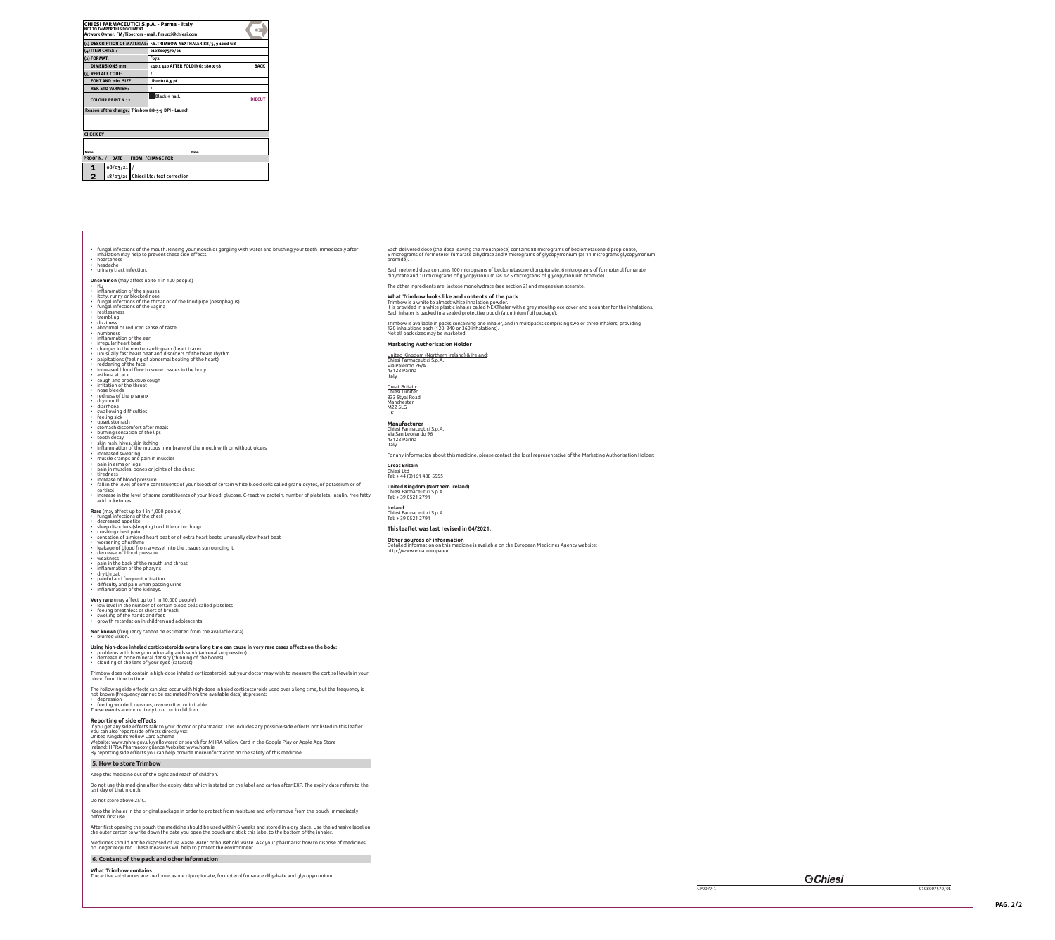| CHIESI FARMACEUTICI S.p.A. - Parma - Italy NOT TO TAMPER THIS DOCUMENT Artwork Owner: FM/Tipocrom - mail: f.muzzi@chiesi.com | | |
|---|---|---|
| (1) DESCRIPTION OF MATERIAL: | F.E.TRIMBOW NEXTHALER 88/5/9 120d GB | |
| (4) ITEM CHIESI: | 0108007570/01 | |
| (2) FORMAT: | F072 | |
| DIMENSIONS mm: | 540 x 410 AFTER FOLDING: 180 x 38 | BACK |
| (5) REPLACE CODE: | / | |
| FONT AND min. SIZE: | Ubuntu 8,5 pt | |
| REF. STD VARNISH: | / | |
| COLOUR PRINT N.: 1 | Black + half. | DIECUT |
| Reason of the change: Trimbow 88-5-9 DPI - Launch | | |
| CHECK BY | | |
| Name: | Date: | |

| PROOF N. / | DATE | FROM: / CHANGE FOR |
|---|---|---|
| 1 | 08/03/21 | / |
| 2 | 18/03/21 | Chiesi Ltd: text correction |

- fungal infections of the mouth. Rinsing your mouth or gargling with water and brushing your teeth immediately after inhalation may help to prevent these side effects
- hoarseness
- headache
- urinary tract infection.

**Uncommon** (may affect up to 1 in 100 people)
- flu
- inflammation of the sinuses
- itchy, runny or blocked nose
- fungal infections of the throat or of the food pipe (oesophagus)
- fungal infections of the vagina
- restlessness
- trembling
- dizziness
- abnormal or reduced sense of taste
- numbness
- inflammation of the ear
- irregular heart beat
- changes in the electrocardiogram (heart trace)
- unusually fast heart beat and disorders of the heart rhythm
- palpitations (feeling of abnormal beating of the heart)
- reddening of the face
- increased blood flow to some tissues in the body
- asthma attack
- cough and productive cough
- irritation of the throat
- nose bleeds
- redness of the pharynx
- dry mouth
- diarrhoea
- swallowing difficulties
- feeling sick
- upset stomach
- stomach discomfort after meals
- burning sensation of the lips
- tooth decay
- skin rash, hives, skin itching
- inflammation of the mucous membrane of the mouth with or without ulcers
- increased sweating
- muscle cramps and pain in muscles
- pain in arms or legs
- pain in muscles, bones or joints of the chest
- tiredness
- increase of blood pressure
- fall in the level of some constituents of your blood: of certain white blood cells called granulocytes, of potassium or of cortisol
- increase in the level of some constituents of your blood: glucose, C-reactive protein, number of platelets, insulin, free fatty acid or ketones.

**Rare** (may affect up to 1 in 1,000 people)
- fungal infections of the chest
- decreased appetite
- sleep disorders (sleeping too little or too long)
- crushing chest pain
- sensation of a missed heart beat or of extra heart beats, unusually slow heart beat
- worsening of asthma
- leakage of blood from a vessel into the tissues surrounding it
- decrease of blood pressure
- weakness
- pain in the back of the mouth and throat
- inflammation of the pharynx
- dry throat
- painful and frequent urination
- difficulty and pain when passing urine
- inflammation of the kidneys.

**Very rare** (may affect up to 1 in 10,000 people)
- low level in the number of certain blood cells called platelets
- feeling breathless or short of breath
- swelling of the hands and feet
- growth retardation in children and adolescents.

**Not known** (frequency cannot be estimated from the available data)
- blurred vision.

**Using high-dose inhaled corticosteroids over a long time can cause in very rare cases effects on the body:**
- problems with how your adrenal glands work (adrenal suppression)
- decrease in bone mineral density (thinning of the bones)
- clouding of the lens of your eyes (cataract).

Trimbow does not contain a high-dose inhaled corticosteroid, but your doctor may wish to measure the cortisol levels in your blood from time to time.

The following side effects can also occur with high-dose inhaled corticosteroids used over a long time, but the frequency is not known (frequency cannot be estimated from the available data) at present:
- depression
- feeling worried, nervous, over-excited or irritable.

These events are more likely to occur in children.

**Reporting of side effects**
If you get any side effects talk to your doctor or pharmacist. This includes any possible side effects not listed in this leaflet. You can also report side effects directly via:
United Kingdom: Yellow Card Scheme
Website: www.mhra.gov.uk/yellowcard or search for MHRA Yellow Card in the Google Play or Apple App Store
Ireland: HPRA Pharmacovigilance Website: www.hpra.ie
By reporting side effects you can help provide more information on the safety of this medicine.

## 5. How to store Trimbow

Keep this medicine out of the sight and reach of children.

Do not use this medicine after the expiry date which is stated on the label and carton after EXP. The expiry date refers to the last day of that month.

Do not store above 25°C.

Keep the inhaler in the original package in order to protect from moisture and only remove from the pouch immediately before first use.

After first opening the pouch the medicine should be used within 6 weeks and stored in a dry place. Use the adhesive label on the outer carton to write down the date you open the pouch and stick this label to the bottom of the inhaler.

Medicines should not be disposed of via waste water or household waste. Ask your pharmacist how to dispose of medicines no longer required. These measures will help to protect the environment.

## 6. Content of the pack and other information

**What Trimbow contains**
The active substances are: beclometasone dipropionate, formoterol fumarate dihydrate and glycopyrronium.

Each delivered dose (the dose leaving the mouthpiece) contains 88 micrograms of beclometasone dipropionate, 5 micrograms of formoterol fumarate dihydrate and 9 micrograms of glycopyrronium (as 11 micrograms glycopyrronium bromide).

Each metered dose contains 100 micrograms of beclometasone dipropionate, 6 micrograms of formoterol fumarate dihydrate and 10 micrograms of glycopyrronium (as 12.5 micrograms of glycopyrronium bromide).

The other ingredients are: lactose monohydrate (see section 2) and magnesium stearate.

**What Trimbow looks like and contents of the pack**
Trimbow is a white to almost white inhalation powder.
It is provided in a white plastic inhaler called NEXThaler with a grey mouthpiece cover and a counter for the inhalations.
Each inhaler is packed in a sealed protective pouch (aluminium foil package).

Trimbow is available in packs containing one inhaler, and in multipacks comprising two or three inhalers, providing 120 inhalations each (120, 240 or 360 inhalations).
Not all pack sizes may be marketed.

**Marketing Authorisation Holder**

United Kingdom (Northern Ireland) & Ireland:
Chiesi Farmaceutici S.p.A.
Via Palermo 26/A
43122 Parma
Italy

Great Britain:
Chiesi Limited
333 Styal Road
Manchester
M22 5LG
UK

**Manufacturer**
Chiesi Farmaceutici S.p.A.
Via San Leonardo 96
43122 Parma
Italy

For any information about this medicine, please contact the local representative of the Marketing Authorisation Holder:

**Great Britain**
Chiesi Ltd
Tel: + 44 (0)161 488 5555

**United Kingdom (Northern Ireland)**
Chiesi Farmaceutici S.p.A.
Tel: + 39 0521 2791

**Ireland**
Chiesi Farmaceutici S.p.A.
Tel: + 39 0521 2791

**This leaflet was last revised in 04/2021.**

**Other sources of information**
Detailed information on this medicine is available on the European Medicines Agency website: http://www.ema.europa.eu.

Chiesi

CP0077-1

0108007570/01